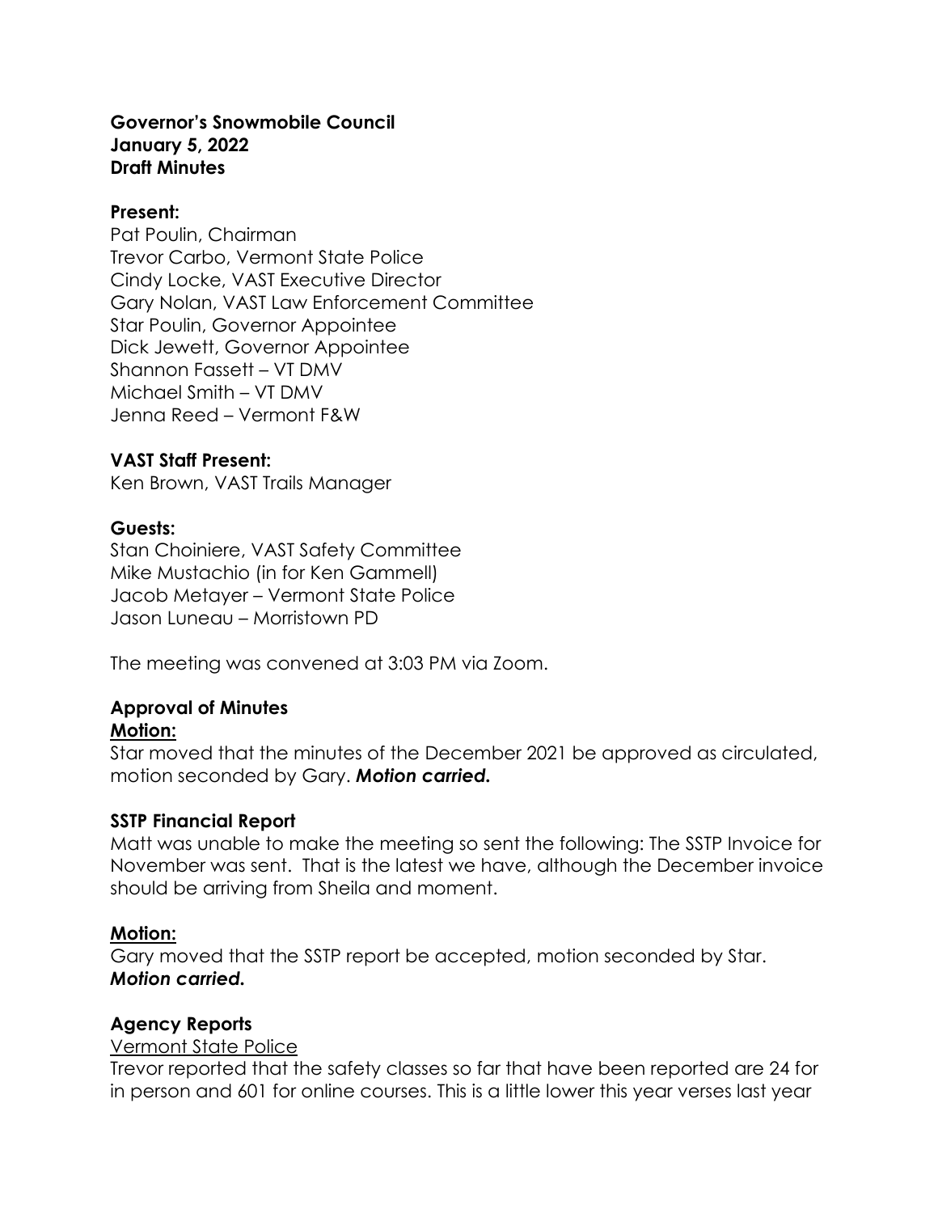**Governor's Snowmobile Council**
**January 5, 2022**
**Draft Minutes**

**Present:**
Pat Poulin, Chairman
Trevor Carbo, Vermont State Police
Cindy Locke, VAST Executive Director
Gary Nolan, VAST Law Enforcement Committee
Star Poulin, Governor Appointee
Dick Jewett, Governor Appointee
Shannon Fassett – VT DMV
Michael Smith – VT DMV
Jenna Reed – Vermont F&W

**VAST Staff Present:**
Ken Brown, VAST Trails Manager

**Guests:**
Stan Choiniere, VAST Safety Committee
Mike Mustachio (in for Ken Gammell)
Jacob Metayer – Vermont State Police
Jason Luneau – Morristown PD

The meeting was convened at 3:03 PM via Zoom.

**Approval of Minutes**

**Motion:**

Star moved that the minutes of the December 2021 be approved as circulated, motion seconded by Gary. ***Motion carried.***

**SSTP Financial Report**

Matt was unable to make the meeting so sent the following: The SSTP Invoice for November was sent. That is the latest we have, although the December invoice should be arriving from Sheila and moment.

**Motion:**

Gary moved that the SSTP report be accepted, motion seconded by Star. ***Motion carried.***

**Agency Reports**

Vermont State Police

Trevor reported that the safety classes so far that have been reported are 24 for in person and 601 for online courses. This is a little lower this year verses last year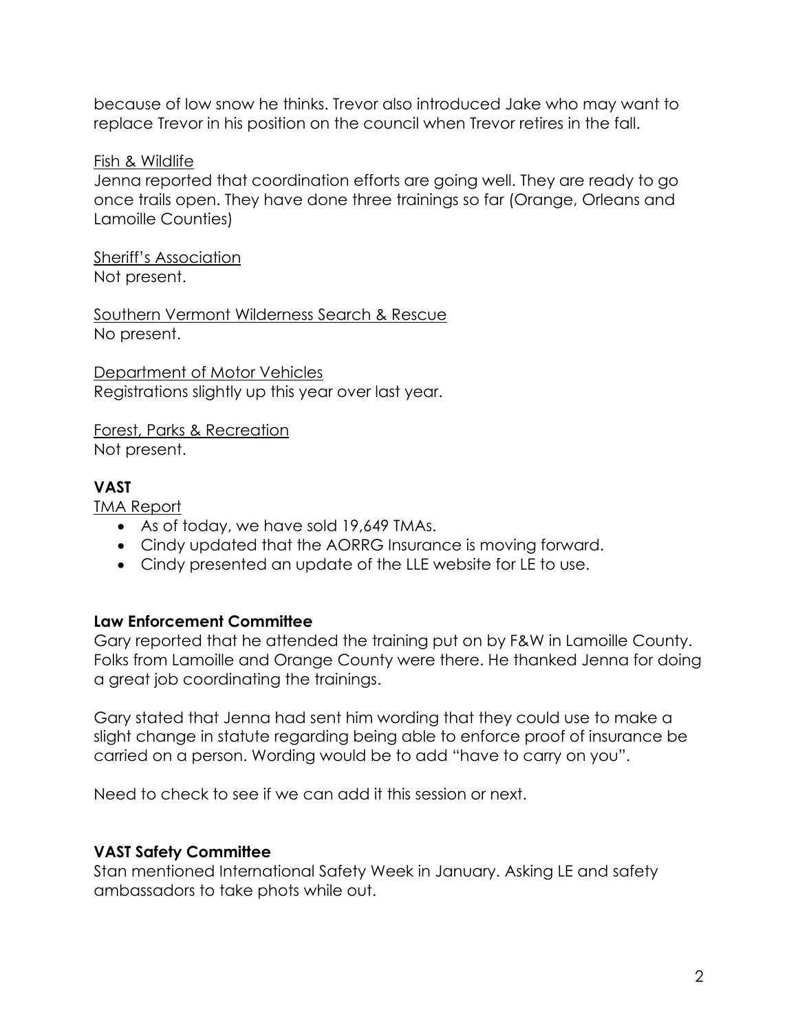because of low snow he thinks. Trevor also introduced Jake who may want to replace Trevor in his position on the council when Trevor retires in the fall.

Fish & Wildlife
Jenna reported that coordination efforts are going well. They are ready to go once trails open. They have done three trainings so far (Orange, Orleans and Lamoille Counties)

Sheriff's Association
Not present.

Southern Vermont Wilderness Search & Rescue
No present.

Department of Motor Vehicles
Registrations slightly up this year over last year.

Forest, Parks & Recreation
Not present.

**VAST**

TMA Report

- As of today, we have sold 19,649 TMAs.
- Cindy updated that the AORRG Insurance is moving forward.
- Cindy presented an update of the LLE website for LE to use.

**Law Enforcement Committee**

Gary reported that he attended the training put on by F&W in Lamoille County. Folks from Lamoille and Orange County were there. He thanked Jenna for doing a great job coordinating the trainings.

Gary stated that Jenna had sent him wording that they could use to make a slight change in statute regarding being able to enforce proof of insurance be carried on a person. Wording would be to add "have to carry on you".

Need to check to see if we can add it this session or next.

**VAST Safety Committee**

Stan mentioned International Safety Week in January. Asking LE and safety ambassadors to take phots while out.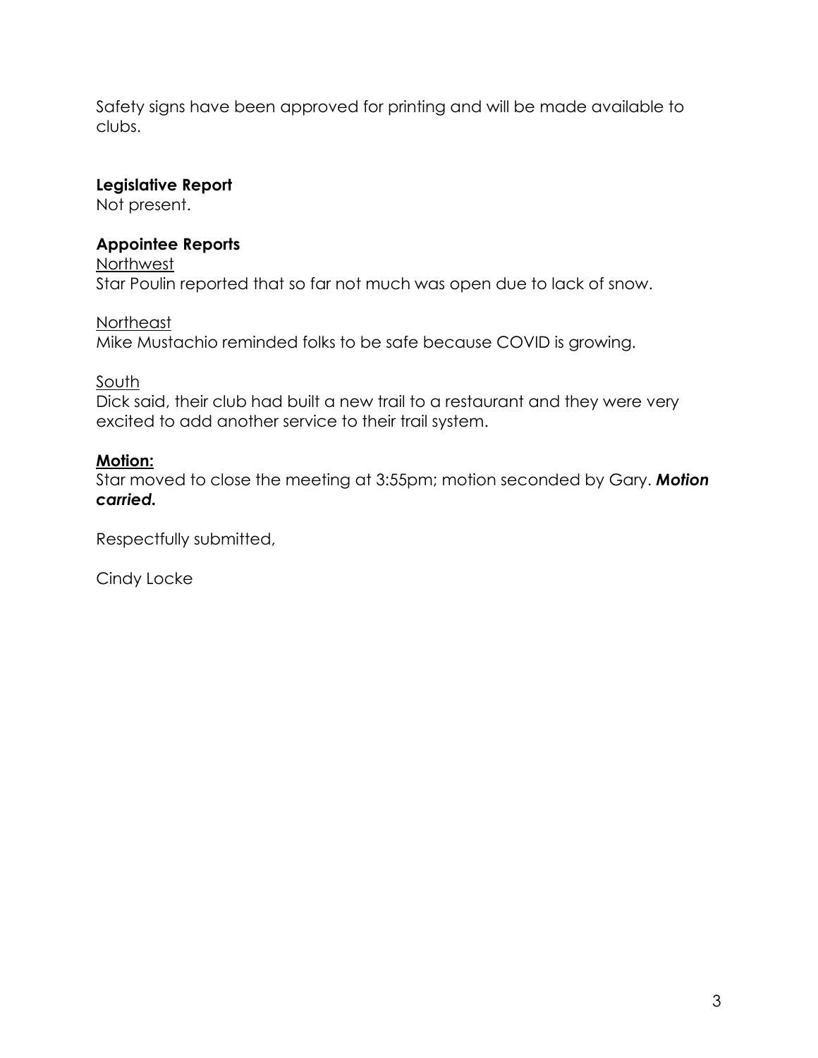Safety signs have been approved for printing and will be made available to clubs.

**Legislative Report**

Not present.

**Appointee Reports**

Northwest

Star Poulin reported that so far not much was open due to lack of snow.

Northeast

Mike Mustachio reminded folks to be safe because COVID is growing.

South

Dick said, their club had built a new trail to a restaurant and they were very excited to add another service to their trail system.

**Motion:**

Star moved to close the meeting at 3:55pm; motion seconded by Gary. ***Motion carried.***

Respectfully submitted,

Cindy Locke